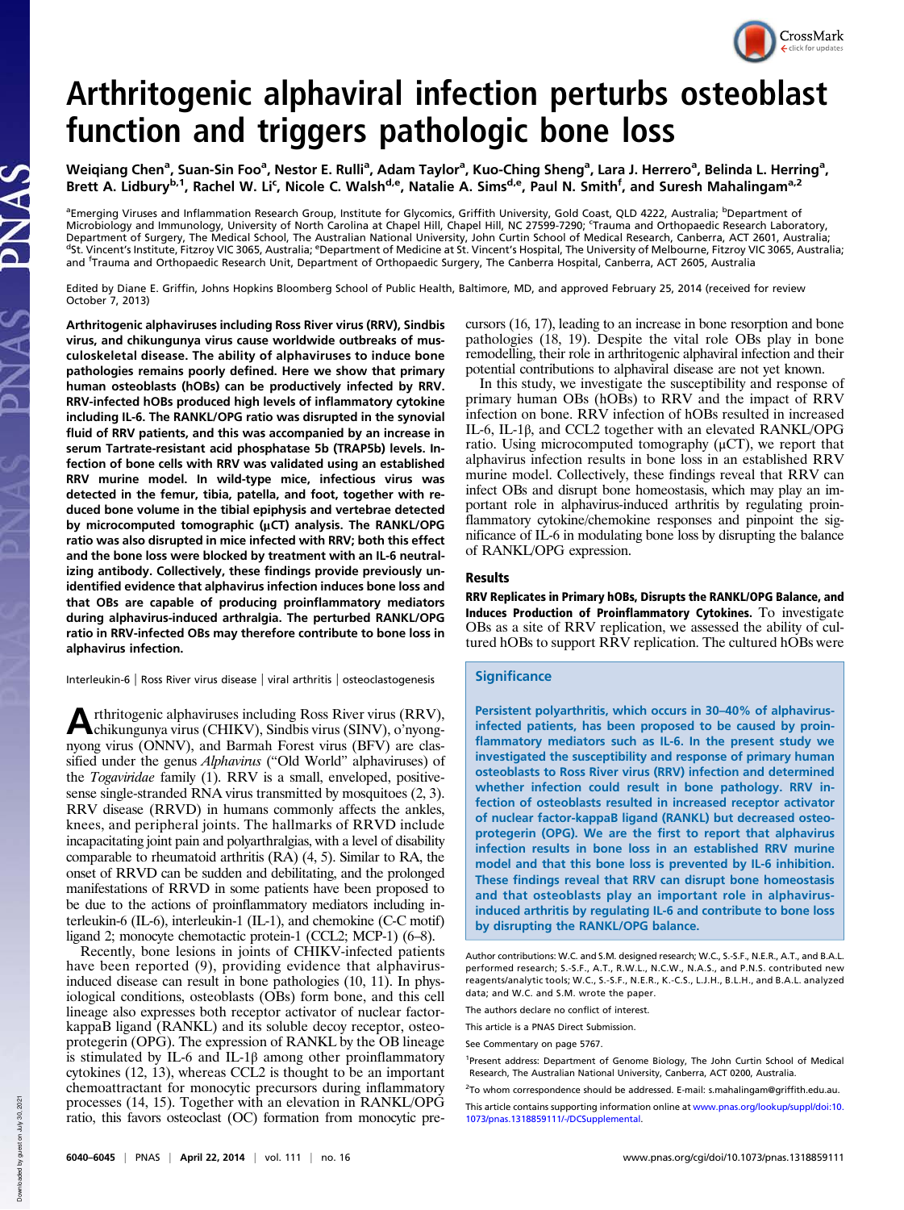# Arthritogenic alphaviral infection perturbs osteoblast function and triggers pathologic bone loss

Weiqiang Chen[a], Suan-Sin Foo[a], Nestor E. Rulli[a], Adam Taylor[a], Kuo-Ching Sheng[a], Lara J. Herrero[a], Belinda L. Herring[a], Brett A. Lidbury[b,1], Rachel W. Li[c], Nicole C. Walsh[d,e], Natalie A. Sims[d,e], Paul N. Smith[f], and Suresh Mahalingam[a,2]

[a]Emerging Viruses and Inflammation Research Group, Institute for Glycomics, Griffith University, Gold Coast, QLD 4222, Australia; [b]Department of Microbiology and Immunology, University of North Carolina at Chapel Hill, Chapel Hill, NC 27599-7290; [c]Trauma and Orthopaedic Research Laboratory, Department of Surgery, The Medical School, The Australian National University, John Curtin School of Medical Research, Canberra, ACT 2601, Australia; [d]St. Vincent's Institute, Fitzroy VIC 3065, Australia; [e]Department of Medicine at St. Vincent's Hospital, The University of Melbourne, Fitzroy VIC 3065, Australia; and [f]Trauma and Orthopaedic Research Unit, Department of Orthopaedic Surgery, The Canberra Hospital, Canberra, ACT 2605, Australia

Edited by Diane E. Griffin, Johns Hopkins Bloomberg School of Public Health, Baltimore, MD, and approved February 25, 2014 (received for review October 7, 2013)

**Arthritogenic alphaviruses including Ross River virus (RRV), Sindbis virus, and chikungunya virus cause worldwide outbreaks of musculoskeletal disease. The ability of alphaviruses to induce bone pathologies remains poorly defined. Here we show that primary human osteoblasts (hOBs) can be productively infected by RRV. RRV-infected hOBs produced high levels of inflammatory cytokine including IL-6. The RANKL/OPG ratio was disrupted in the synovial fluid of RRV patients, and this was accompanied by an increase in serum Tartrate-resistant acid phosphatase 5b (TRAP5b) levels. Infection of bone cells with RRV was validated using an established RRV murine model. In wild-type mice, infectious virus was detected in the femur, tibia, patella, and foot, together with reduced bone volume in the tibial epiphysis and vertebrae detected by microcomputed tomographic (μCT) analysis. The RANKL/OPG ratio was also disrupted in mice infected with RRV; both this effect and the bone loss were blocked by treatment with an IL-6 neutralizing antibody. Collectively, these findings provide previously unidentified evidence that alphavirus infection induces bone loss and that OBs are capable of producing proinflammatory mediators during alphavirus-induced arthralgia. The perturbed RANKL/OPG ratio in RRV-infected OBs may therefore contribute to bone loss in alphavirus infection.**

Interleukin-6 | Ross River virus disease | viral arthritis | osteoclastogenesis

Arthritogenic alphaviruses including Ross River virus (RRV), chikungunya virus (CHIKV), Sindbis virus (SINV), o'nyong-nyong virus (ONNV), and Barmah Forest virus (BFV) are classified under the genus *Alphavirus* ("Old World" alphaviruses) of the *Togaviridae* family (1). RRV is a small, enveloped, positive-sense single-stranded RNA virus transmitted by mosquitoes (2, 3). RRV disease (RRVD) in humans commonly affects the ankles, knees, and peripheral joints. The hallmarks of RRVD include incapacitating joint pain and polyarthralgias, with a level of disability comparable to rheumatoid arthritis (RA) (4, 5). Similar to RA, the onset of RRVD can be sudden and debilitating, and the prolonged manifestations of RRVD in some patients have been proposed to be due to the actions of proinflammatory mediators including interleukin-6 (IL-6), interleukin-1 (IL-1), and chemokine (C-C motif) ligand 2; monocyte chemotactic protein-1 (CCL2; MCP-1) (6–8).

Recently, bone lesions in joints of CHIKV-infected patients have been reported (9), providing evidence that alphavirus-induced disease can result in bone pathologies (10, 11). In physiological conditions, osteoblasts (OBs) form bone, and this cell lineage also expresses both receptor activator of nuclear factor-kappaB ligand (RANKL) and its soluble decoy receptor, osteoprotegerin (OPG). The expression of RANKL by the OB lineage is stimulated by IL-6 and IL-1β among other proinflammatory cytokines (12, 13), whereas CCL2 is thought to be an important chemoattractant for monocytic precursors during inflammatory processes (14, 15). Together with an elevation in RANKL/OPG ratio, this favors osteoclast (OC) formation from monocytic precursors (16, 17), leading to an increase in bone resorption and bone pathologies (18, 19). Despite the vital role OBs play in bone remodelling, their role in arthritogenic alphaviral infection and their potential contributions to alphaviral disease are not yet known.

In this study, we investigate the susceptibility and response of primary human OBs (hOBs) to RRV and the impact of RRV infection on bone. RRV infection of hOBs resulted in increased IL-6, IL-1β, and CCL2 together with an elevated RANKL/OPG ratio. Using microcomputed tomography (μCT), we report that alphavirus infection results in bone loss in an established RRV murine model. Collectively, these findings reveal that RRV can infect OBs and disrupt bone homeostasis, which may play an important role in alphavirus-induced arthritis by regulating proinflammatory cytokine/chemokine responses and pinpoint the significance of IL-6 in modulating bone loss by disrupting the balance of RANKL/OPG expression.

## Results

**RRV Replicates in Primary hOBs, Disrupts the RANKL/OPG Balance, and Induces Production of Proinflammatory Cytokines.** To investigate OBs as a site of RRV replication, we assessed the ability of cultured hOBs to support RRV replication. The cultured hOBs were

### Significance

Persistent polyarthritis, which occurs in 30–40% of alphavirus-infected patients, has been proposed to be caused by proinflammatory mediators such as IL-6. In the present study we investigated the susceptibility and response of primary human osteoblasts to Ross River virus (RRV) infection and determined whether infection could result in bone pathology. RRV infection of osteoblasts resulted in increased receptor activator of nuclear factor-kappaB ligand (RANKL) but decreased osteoprotegerin (OPG). We are the first to report that alphavirus infection results in bone loss in an established RRV murine model and that this bone loss is prevented by IL-6 inhibition. These findings reveal that RRV can disrupt bone homeostasis and that osteoblasts play an important role in alphavirus-induced arthritis by regulating IL-6 and contribute to bone loss by disrupting the RANKL/OPG balance.

Author contributions: W.C. and S.M. designed research; W.C., S.-S.F., N.E.R., A.T., and B.A.L. performed research; S.-S.F., A.T., R.W.L., N.C.W., N.A.S., and P.N.S. contributed new reagents/analytic tools; W.C., S.-S.F., N.E.R., K.-C.S., L.J.H., B.L.H., and B.A.L. analyzed data; and W.C. and S.M. wrote the paper.

The authors declare no conflict of interest.

This article is a PNAS Direct Submission.

See Commentary on page 5767.

[1]Present address: Department of Genome Biology, The John Curtin School of Medical Research, The Australian National University, Canberra, ACT 0200, Australia.

[2]To whom correspondence should be addressed. E-mail: s.mahalingam@griffith.edu.au.

This article contains supporting information online at www.pnas.org/lookup/suppl/doi:10.1073/pnas.1318859111/-/DCSupplemental.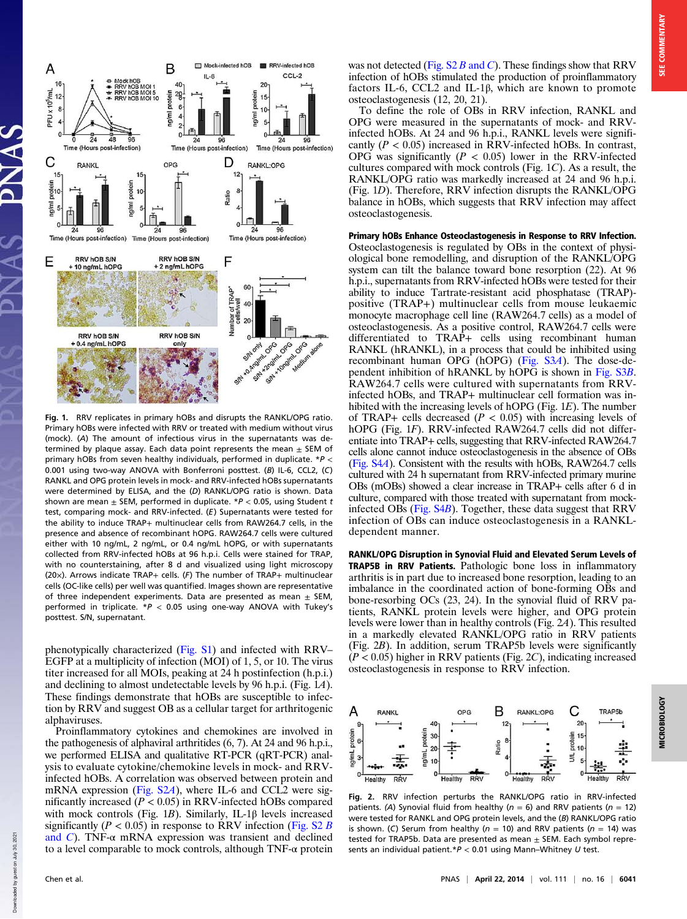**Fig. 1.** RRV replicates in primary hOBs and disrupts the RANKL/OPG ratio. Primary hOBs were infected with RRV or treated with medium without virus (mock). (*A*) The amount of infectious virus in the supernatants was determined by plaque assay. Each data point represents the mean ± SEM of primary hOBs from seven healthy individuals, performed in duplicate. \*$P < 0.001$ using two-way ANOVA with Bonferroni posttest. (*B*) IL-6, CCL2, (*C*) RANKL and OPG protein levels in mock- and RRV-infected hOBs supernatants were determined by ELISA, and the (*D*) RANKL/OPG ratio is shown. Data shown are mean ± SEM, performed in duplicate. \*$P < 0.05$, using Student *t* test, comparing mock- and RRV-infected. (*E*) Supernatants were tested for the ability to induce TRAP+ multinuclear cells from RAW264.7 cells, in the presence and absence of recombinant hOPG. RAW264.7 cells were cultured either with 10 ng/mL, 2 ng/mL, or 0.4 ng/mL hOPG, or with supernatants collected from RRV-infected hOBs at 96 h.p.i. Cells were stained for TRAP, with no counterstaining, after 8 d and visualized using light microscopy (20×). Arrows indicate TRAP+ cells. (*F*) The number of TRAP+ multinuclear cells (OC-like cells) per well was quantified. Images shown are representative of three independent experiments. Data are presented as mean ± SEM, performed in triplicate. \*$P < 0.05$ using one-way ANOVA with Tukey's posttest. S/N, supernatant.

phenotypically characterized (Fig. S1) and infected with RRV–EGFP at a multiplicity of infection (MOI) of 1, 5, or 10. The virus titer increased for all MOIs, peaking at 24 h postinfection (h.p.i.) and declining to almost undetectable levels by 96 h.p.i. (Fig. 1*A*). These findings demonstrate that hOBs are susceptible to infection by RRV and suggest OB as a cellular target for arthritogenic alphaviruses.

Proinflammatory cytokines and chemokines are involved in the pathogenesis of alphaviral arthritides (6, 7). At 24 and 96 h.p.i., we performed ELISA and qualitative RT-PCR (qRT-PCR) analysis to evaluate cytokine/chemokine levels in mock- and RRV-infected hOBs. A correlation was observed between protein and mRNA expression (Fig. S2*A*), where IL-6 and CCL2 were significantly increased ($P < 0.05$) in RRV-infected hOBs compared with mock controls (Fig. 1*B*). Similarly, IL-1β levels increased significantly ($P < 0.05$) in response to RRV infection (Fig. S2 *B* and *C*). TNF-α mRNA expression was transient and declined to a level comparable to mock controls, although TNF-α protein was not detected (Fig. S2 *B* and *C*). These findings show that RRV infection of hOBs stimulated the production of proinflammatory factors IL-6, CCL2 and IL-1β, which are known to promote osteoclastogenesis (12, 20, 21).

To define the role of OBs in RRV infection, RANKL and OPG were measured in the supernatants of mock- and RRV-infected hOBs. At 24 and 96 h.p.i., RANKL levels were significantly ($P < 0.05$) increased in RRV-infected hOBs. In contrast, OPG was significantly ($P < 0.05$) lower in the RRV-infected cultures compared with mock controls (Fig. 1*C*). As a result, the RANKL/OPG ratio was markedly increased at 24 and 96 h.p.i. (Fig. 1*D*). Therefore, RRV infection disrupts the RANKL/OPG balance in hOBs, which suggests that RRV infection may affect osteoclastogenesis.

**Primary hOBs Enhance Osteoclastogenesis in Response to RRV Infection.** Osteoclastogenesis is regulated by OBs in the context of physiological bone remodelling, and disruption of the RANKL/OPG system can tilt the balance toward bone resorption (22). At 96 h.p.i., supernatants from RRV-infected hOBs were tested for their ability to induce Tartrate-resistant acid phosphatase (TRAP)-positive (TRAP+) multinuclear cells from mouse leukaemic monocyte macrophage cell line (RAW264.7 cells) as a model of osteoclastogenesis. As a positive control, RAW264.7 cells were differentiated to TRAP+ cells using recombinant human RANKL (hRANKL), in a process that could be inhibited using recombinant human OPG (hOPG) (Fig. S3*A*). The dose-dependent inhibition of hRANKL by hOPG is shown in Fig. S3*B*. RAW264.7 cells were cultured with supernatants from RRV-infected hOBs, and TRAP+ multinuclear cell formation was inhibited with the increasing levels of hOPG (Fig. 1*E*). The number of TRAP+ cells decreased ($P < 0.05$) with increasing levels of hOPG (Fig. 1*F*). RRV-infected RAW264.7 cells did not differentiate into TRAP+ cells, suggesting that RRV-infected RAW264.7 cells alone cannot induce osteoclastogenesis in the absence of OBs (Fig. S4*A*). Consistent with the results with hOBs, RAW264.7 cells cultured with 24 h supernatant from RRV-infected primary murine OBs (mOBs) showed a clear increase in TRAP+ cells after 6 d in culture, compared with those treated with supernatant from mock-infected OBs (Fig. S4*B*). Together, these data suggest that RRV infection of OBs can induce osteoclastogenesis in a RANKL-dependent manner.

**RANKL/OPG Disruption in Synovial Fluid and Elevated Serum Levels of TRAP5B in RRV Patients.** Pathologic bone loss in inflammatory arthritis is in part due to increased bone resorption, leading to an imbalance in the coordinated action of bone-forming OBs and bone-resorbing OCs (23, 24). In the synovial fluid of RRV patients, RANKL protein levels were higher, and OPG protein levels were lower than in healthy controls (Fig. 2*A*). This resulted in a markedly elevated RANKL/OPG ratio in RRV patients (Fig. 2*B*). In addition, serum TRAP5b levels were significantly ($P < 0.05$) higher in RRV patients (Fig. 2*C*), indicating increased osteoclastogenesis in response to RRV infection.

**Fig. 2.** RRV infection perturbs the RANKL/OPG ratio in RRV-infected patients. (*A*) Synovial fluid from healthy ($n = 6$) and RRV patients ($n = 12$) were tested for RANKL and OPG protein levels, and the (*B*) RANKL/OPG ratio is shown. (*C*) Serum from healthy ($n = 10$) and RRV patients ($n = 14$) was tested for TRAP5b. Data are presented as mean ± SEM. Each symbol represents an individual patient.\*$P < 0.01$ using Mann–Whitney *U* test.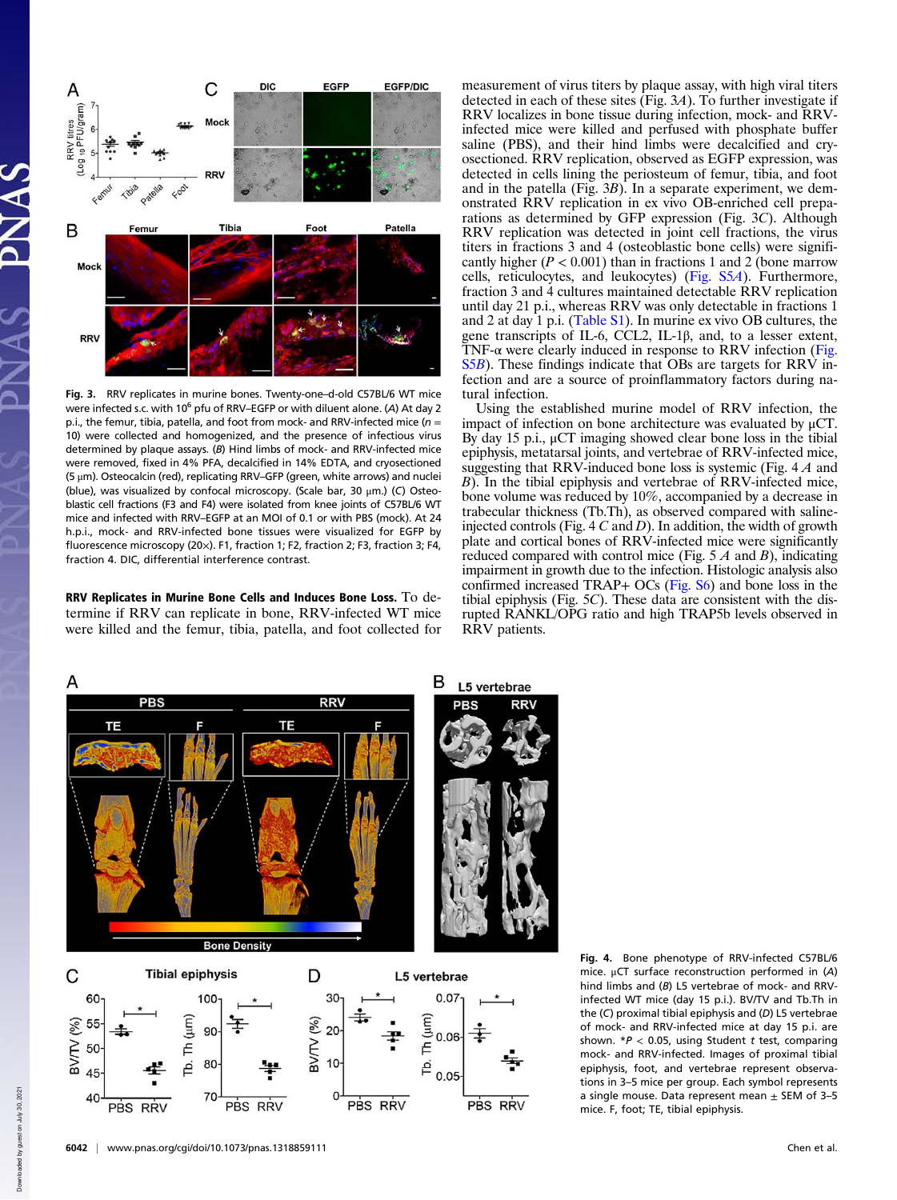**Fig. 3.** RRV replicates in murine bones. Twenty-one–d-old C57BL/6 WT mice were infected s.c. with $10^6$ pfu of RRV–EGFP or with diluent alone. (*A*) At day 2 p.i., the femur, tibia, patella, and foot from mock- and RRV-infected mice ($n$ = 10) were collected and homogenized, and the presence of infectious virus determined by plaque assays. (*B*) Hind limbs of mock- and RRV-infected mice were removed, fixed in 4% PFA, decalcified in 14% EDTA, and cryosectioned (5 μm). Osteocalcin (red), replicating RRV–GFP (green, white arrows) and nuclei (blue), was visualized by confocal microscopy. (Scale bar, 30 μm.) (*C*) Osteoblastic cell fractions (F3 and F4) were isolated from knee joints of C57BL/6 WT mice and infected with RRV–EGFP at an MOI of 0.1 or with PBS (mock). At 24 h.p.i., mock- and RRV-infected bone tissues were visualized for EGFP by fluorescence microscopy (20×). F1, fraction 1; F2, fraction 2; F3, fraction 3; F4, fraction 4. DIC, differential interference contrast.

**RRV Replicates in Murine Bone Cells and Induces Bone Loss.** To determine if RRV can replicate in bone, RRV-infected WT mice were killed and the femur, tibia, patella, and foot collected for measurement of virus titers by plaque assay, with high viral titers detected in each of these sites (Fig. 3*A*). To further investigate if RRV localizes in bone tissue during infection, mock- and RRV-infected mice were killed and perfused with phosphate buffer saline (PBS), and their hind limbs were decalcified and cryosectioned. RRV replication, observed as EGFP expression, was detected in cells lining the periosteum of femur, tibia, and foot and in the patella (Fig. 3*B*). In a separate experiment, we demonstrated RRV replication in ex vivo OB-enriched cell preparations as determined by GFP expression (Fig. 3*C*). Although RRV replication was detected in joint cell fractions, the virus titers in fractions 3 and 4 (osteoblastic bone cells) were significantly higher ($P < 0.001$) than in fractions 1 and 2 (bone marrow cells, reticulocytes, and leukocytes) (Fig. S5*A*). Furthermore, fraction 3 and 4 cultures maintained detectable RRV replication until day 21 p.i., whereas RRV was only detectable in fractions 1 and 2 at day 1 p.i. (Table S1). In murine ex vivo OB cultures, the gene transcripts of IL-6, CCL2, IL-1β, and, to a lesser extent, TNF-α were clearly induced in response to RRV infection (Fig. S5*B*). These findings indicate that OBs are targets for RRV infection and are a source of proinflammatory factors during natural infection.

Using the established murine model of RRV infection, the impact of infection on bone architecture was evaluated by μCT. By day 15 p.i., μCT imaging showed clear bone loss in the tibial epiphysis, metatarsal joints, and vertebrae of RRV-infected mice, suggesting that RRV-induced bone loss is systemic (Fig. 4 *A* and *B*). In the tibial epiphysis and vertebrae of RRV-infected mice, bone volume was reduced by 10%, accompanied by a decrease in trabecular thickness (Tb.Th), as observed compared with saline-injected controls (Fig. 4 *C* and *D*). In addition, the width of growth plate and cortical bones of RRV-infected mice were significantly reduced compared with control mice (Fig. 5 *A* and *B*), indicating impairment in growth due to the infection. Histologic analysis also confirmed increased TRAP+ OCs (Fig. S6) and bone loss in the tibial epiphysis (Fig. 5*C*). These data are consistent with the disrupted RANKL/OPG ratio and high TRAP5b levels observed in RRV patients.

**Fig. 4.** Bone phenotype of RRV-infected C57BL/6 mice. μCT surface reconstruction performed in (*A*) hind limbs and (*B*) L5 vertebrae of mock- and RRV-infected WT mice (day 15 p.i.). BV/TV and Tb.Th in the (*C*) proximal tibial epiphysis and (*D*) L5 vertebrae of mock- and RRV-infected mice at day 15 p.i. are shown. *$P < 0.05$, using Student $t$ test, comparing mock- and RRV-infected. Images of proximal tibial epiphysis, foot, and vertebrae represent observations in 3–5 mice per group. Each symbol represents a single mouse. Data represent mean ± SEM of 3–5 mice. F, foot; TE, tibial epiphysis.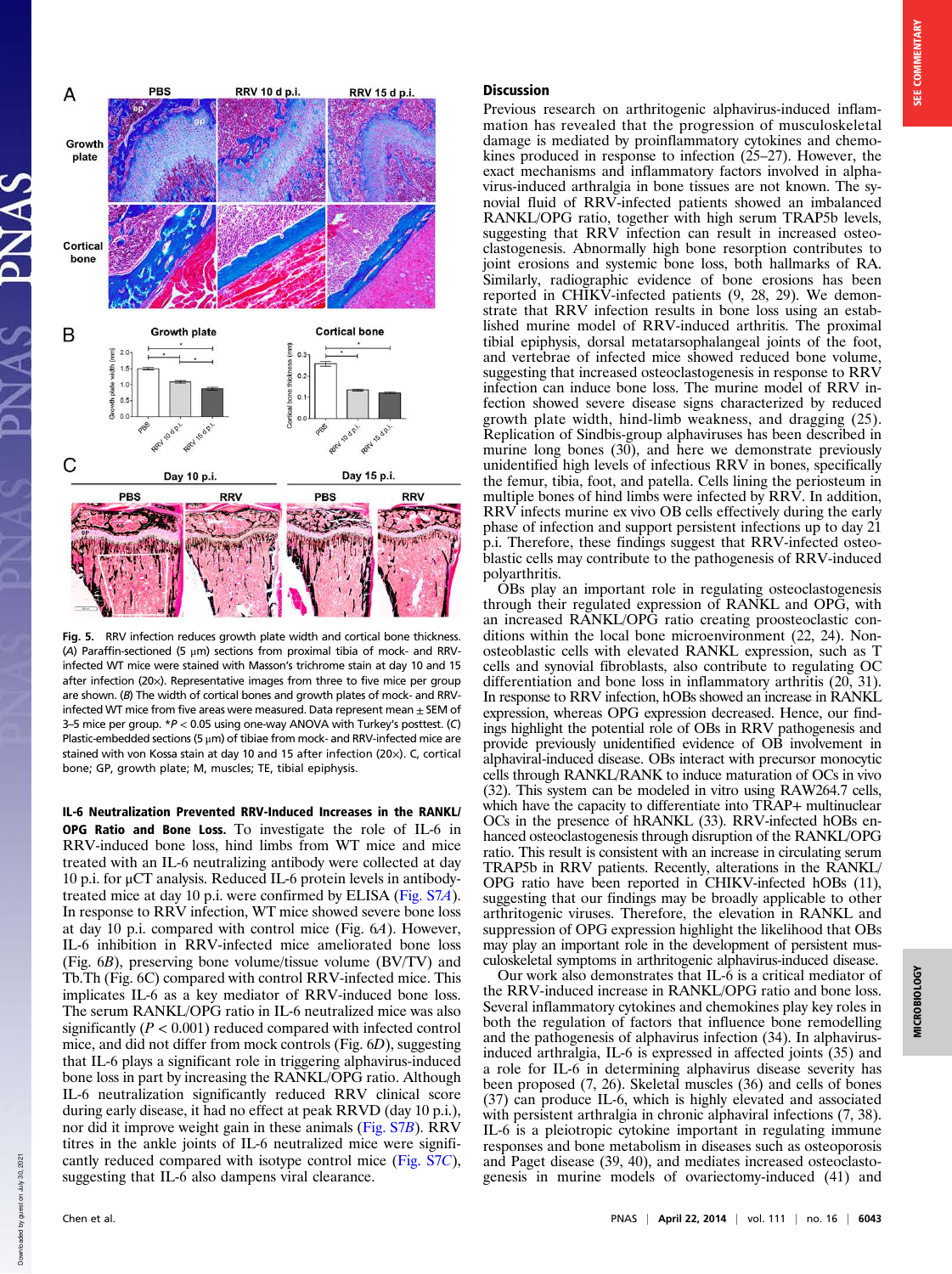Fig. 5. RRV infection reduces growth plate width and cortical bone thickness. (*A*) Paraffin-sectioned (5 μm) sections from proximal tibia of mock- and RRV-infected WT mice were stained with Masson's trichrome stain at day 10 and 15 after infection (20×). Representative images from three to five mice per group are shown. (*B*) The width of cortical bones and growth plates of mock- and RRV-infected WT mice from five areas were measured. Data represent mean ± SEM of 3–5 mice per group. \*$P < 0.05$ using one-way ANOVA with Turkey's posttest. (*C*) Plastic-embedded sections (5 μm) of tibiae from mock- and RRV-infected mice are stained with von Kossa stain at day 10 and 15 after infection (20×). C, cortical bone; GP, growth plate; M, muscles; TE, tibial epiphysis.

**IL-6 Neutralization Prevented RRV-Induced Increases in the RANKL/OPG Ratio and Bone Loss.** To investigate the role of IL-6 in RRV-induced bone loss, hind limbs from WT mice and mice treated with an IL-6 neutralizing antibody were collected at day 10 p.i. for μCT analysis. Reduced IL-6 protein levels in antibody-treated mice at day 10 p.i. were confirmed by ELISA (Fig. S7*A*). In response to RRV infection, WT mice showed severe bone loss at day 10 p.i. compared with control mice (Fig. 6*A*). However, IL-6 inhibition in RRV-infected mice ameliorated bone loss (Fig. 6*B*), preserving bone volume/tissue volume (BV/TV) and Tb.Th (Fig. 6*C*) compared with control RRV-infected mice. This implicates IL-6 as a key mediator of RRV-induced bone loss. The serum RANKL/OPG ratio in IL-6 neutralized mice was also significantly ($P < 0.001$) reduced compared with infected control mice, and did not differ from mock controls (Fig. 6*D*), suggesting that IL-6 plays a significant role in triggering alphavirus-induced bone loss in part by increasing the RANKL/OPG ratio. Although IL-6 neutralization significantly reduced RRV clinical score during early disease, it had no effect at peak RRVD (day 10 p.i.), nor did it improve weight gain in these animals (Fig. S7*B*). RRV titres in the ankle joints of IL-6 neutralized mice were significantly reduced compared with isotype control mice (Fig. S7*C*), suggesting that IL-6 also dampens viral clearance.

## Discussion

Previous research on arthritogenic alphavirus-induced inflammation has revealed that the progression of musculoskeletal damage is mediated by proinflammatory cytokines and chemokines produced in response to infection (25–27). However, the exact mechanisms and inflammatory factors involved in alphavirus-induced arthralgia in bone tissues are not known. The synovial fluid of RRV-infected patients showed an imbalanced RANKL/OPG ratio, together with high serum TRAP5b levels, suggesting that RRV infection can result in increased osteoclastogenesis. Abnormally high bone resorption contributes to joint erosions and systemic bone loss, both hallmarks of RA. Similarly, radiographic evidence of bone erosions has been reported in CHIKV-infected patients (9, 28, 29). We demonstrate that RRV infection results in bone loss using an established murine model of RRV-induced arthritis. The proximal tibial epiphysis, dorsal metatarsophalangeal joints of the foot, and vertebrae of infected mice showed reduced bone volume, suggesting that increased osteoclastogenesis in response to RRV infection can induce bone loss. The murine model of RRV infection showed severe disease signs characterized by reduced growth plate width, hind-limb weakness, and dragging (25). Replication of Sindbis-group alphaviruses has been described in murine long bones (30), and here we demonstrate previously unidentified high levels of infectious RRV in bones, specifically the femur, tibia, foot, and patella. Cells lining the periosteum in multiple bones of hind limbs were infected by RRV. In addition, RRV infects murine ex vivo OB cells effectively during the early phase of infection and support persistent infections up to day 21 p.i. Therefore, these findings suggest that RRV-infected osteoblastic cells may contribute to the pathogenesis of RRV-induced polyarthritis.

OBs play an important role in regulating osteoclastogenesis through their regulated expression of RANKL and OPG, with an increased RANKL/OPG ratio creating proosteoclastic conditions within the local bone microenvironment (22, 24). Non-osteoblastic cells with elevated RANKL expression, such as T cells and synovial fibroblasts, also contribute to regulating OC differentiation and bone loss in inflammatory arthritis (20, 31). In response to RRV infection, hOBs showed an increase in RANKL expression, whereas OPG expression decreased. Hence, our findings highlight the potential role of OBs in RRV pathogenesis and provide previously unidentified evidence of OB involvement in alphaviral-induced disease. OBs interact with precursor monocytic cells through RANKL/RANK to induce maturation of OCs in vivo (32). This system can be modeled in vitro using RAW264.7 cells, which have the capacity to differentiate into TRAP+ multinuclear OCs in the presence of hRANKL (33). RRV-infected hOBs enhanced osteoclastogenesis through disruption of the RANKL/OPG ratio. This result is consistent with an increase in circulating serum TRAP5b in RRV patients. Recently, alterations in the RANKL/OPG ratio have been reported in CHIKV-infected hOBs (11), suggesting that our findings may be broadly applicable to other arthritogenic viruses. Therefore, the elevation in RANKL and suppression of OPG expression highlight the likelihood that OBs may play an important role in the development of persistent musculoskeletal symptoms in arthritogenic alphavirus-induced disease.

Our work also demonstrates that IL-6 is a critical mediator of the RRV-induced increase in RANKL/OPG ratio and bone loss. Several inflammatory cytokines and chemokines play key roles in both the regulation of factors that influence bone remodelling and the pathogenesis of alphavirus infection (34). In alphavirus-induced arthralgia, IL-6 is expressed in affected joints (35) and a role for IL-6 in determining alphavirus disease severity has been proposed (7, 26). Skeletal muscles (36) and cells of bones (37) can produce IL-6, which is highly elevated and associated with persistent arthralgia in chronic alphaviral infections (7, 38). IL-6 is a pleiotropic cytokine important in regulating immune responses and bone metabolism in diseases such as osteoporosis and Paget disease (39, 40), and mediates increased osteoclastogenesis in murine models of ovariectomy-induced (41) and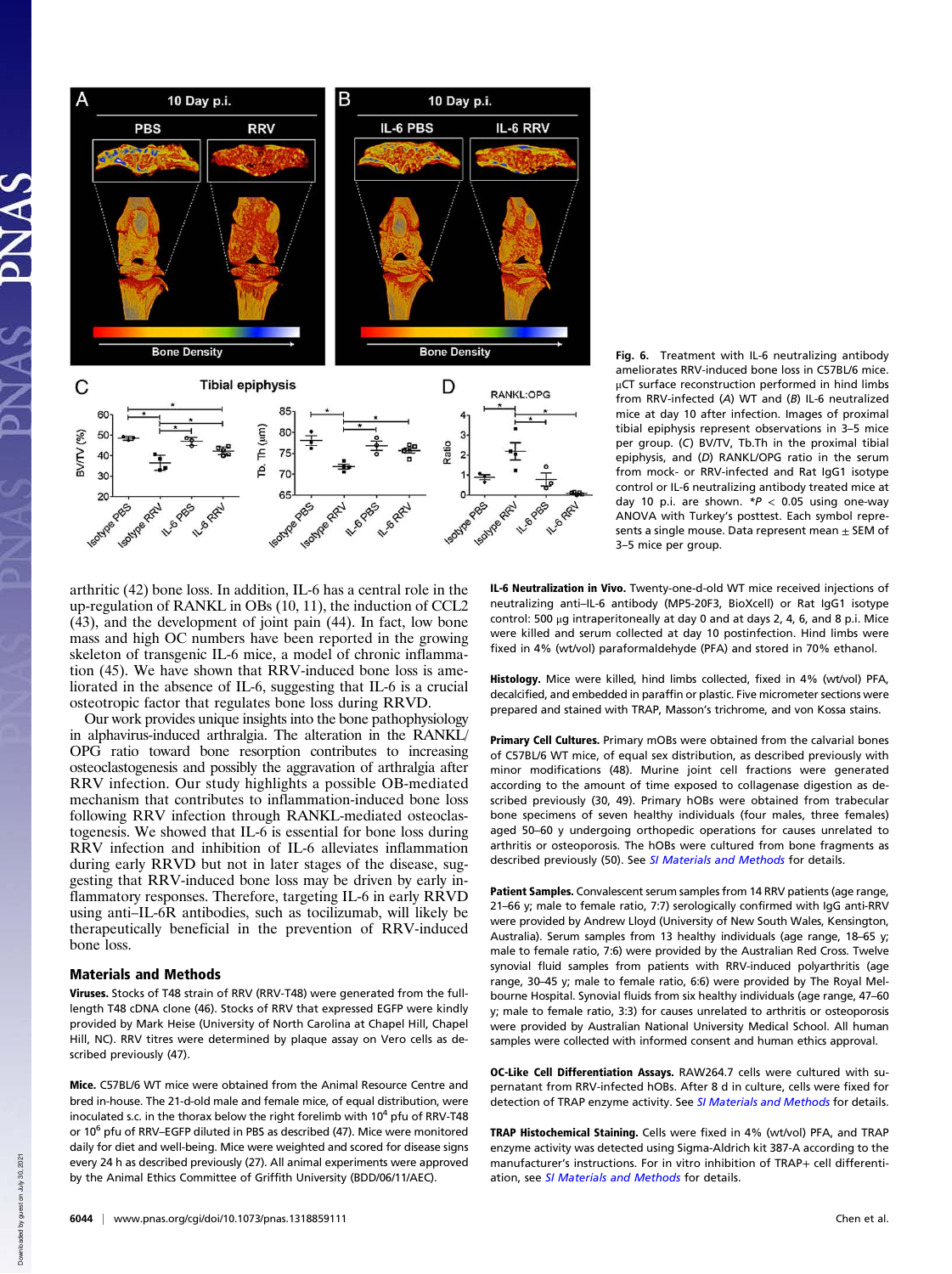Fig. 6. Treatment with IL-6 neutralizing antibody ameliorates RRV-induced bone loss in C57BL/6 mice. μCT surface reconstruction reported in hind limbs from RRV-infected (A) WT and (B) IL-6 neutralized mice at day 10 after infection. Images of proximal tibial epiphysis represent observations in 3–5 mice per group. (C) BV/TV, Tb.Th in the proximal tibial epiphysis, and (D) RANKL/OPG ratio in the serum from mock- or RRV-infected and Rat IgG1 isotype control or IL-6 neutralizing antibody treated mice at day 10 p.i. are shown. $*P < 0.05$ using one-way ANOVA with Turkey's posttest. Each symbol represents a single mouse. Data represent mean ± SEM of 3–5 mice per group.

arthritic (42) bone loss. In addition, IL-6 has a central role in the up-regulation of RANKL in OBs (10, 11), the induction of CCL2 (43), and the development of joint pain (44). In fact, low bone mass and high OC numbers have been reported in the growing skeleton of transgenic IL-6 mice, a model of chronic inflammation (45). We have shown that RRV-induced bone loss is ameliorated in the absence of IL-6, suggesting that IL-6 is a crucial osteotropic factor that regulates bone loss during RRVD.

Our work provides unique insights into the bone pathophysiology in alphavirus-induced arthralgia. The alteration in the RANKL/OPG ratio toward bone resorption contributes to increasing osteoclastogenesis and possibly the aggravation of arthralgia after RRV infection. Our study highlights a possible OB-mediated mechanism that contributes to inflammation-induced bone loss following RRV infection through RANKL-mediated osteoclastogenesis. We showed that IL-6 is essential for bone loss during RRV infection and inhibition of IL-6 alleviates inflammation during early RRVD but not in later stages of the disease, suggesting that RRV-induced bone loss may be driven by early inflammatory responses. Therefore, targeting IL-6 in early RRVD using anti–IL-6R antibodies, such as tocilizumab, will likely be therapeutically beneficial in the prevention of RRV-induced bone loss.

## Materials and Methods

**Viruses.** Stocks of T48 strain of RRV (RRV-T48) were generated from the full-length T48 cDNA clone (46). Stocks of RRV that expressed EGFP were kindly provided by Mark Heise (University of North Carolina at Chapel Hill, Chapel Hill, NC). RRV titres were determined by plaque assay on Vero cells as described previously (47).

**Mice.** C57BL/6 WT mice were obtained from the Animal Resource Centre and bred in-house. The 21-d-old male and female mice, of equal distribution, were inoculated s.c. in the thorax below the right forelimb with $10^4$ pfu of RRV-T48 or $10^6$ pfu of RRV–EGFP diluted in PBS as described (47). Mice were monitored daily for disease and well-being. Mice were weighted and scored for disease signs every 24 h as described previously (27). All animal experiments were approved by the Animal Ethics Committee of Griffith University (BDD/06/11/AEC).

**IL-6 Neutralization in Vivo.** Twenty-one-d-old WT mice received injections of neutralizing anti–IL-6 antibody (MP5-20F3, BioXcell) or Rat IgG1 isotype control: 500 μg intraperitoneally at day 0 and at days 2, 4, 6, and 8 p.i. Mice were killed and serum collected at day 10 postinfection. Hind limbs were fixed in 4% (wt/vol) paraformaldehyde (PFA) and stored in 70% ethanol.

**Histology.** Mice were killed, hind limbs collected, fixed in 4% (wt/vol) PFA, decalcified, and embedded in paraffin or plastic. Five micrometer sections were prepared and stained with TRAP, Masson's trichrome, and von Kossa stains.

**Primary Cell Cultures.** Primary mOBs were obtained from the calvarial bones of C57BL/6 WT mice, of equal sex distribution, as described previously with minor modifications (48). Murine joint cell fractions were generated according to the amount of time exposed to collagenase digestion as described previously (30, 49). Primary hOBs were obtained from trabecular bone specimens of seven healthy individuals (four males, three females) aged 50–60 y undergoing orthopedic operations for causes unrelated to arthritis or osteoporosis. The hOBs were cultured from bone fragments as described previously (50). See *SI Materials and Methods* for details.

**Patient Samples.** Convalescent serum samples from 14 RRV patients (age range, 21–66 y; male to female ratio, 7:7) serologically confirmed with IgG anti-RRV were provided by Andrew Lloyd (University of New South Wales, Kensington, Australia). Serum samples from 13 healthy individuals (age range, 18–65 y; male to female ratio, 7:6) were provided by the Australian Red Cross. Twelve synovial fluid samples from patients with RRV-induced polyarthritis (age range, 30–45 y; male to female ratio, 6:6) were provided by The Royal Melbourne Hospital. Synovial fluids from six healthy individuals (age range, 47–60 y; male to female ratio, 3:3) for causes unrelated to arthritis or osteoporosis were provided by Australian National University Medical School. All human samples were collected with informed consent and human ethics approval.

**OC-Like Cell Differentiation Assays.** RAW264.7 cells were cultured with supernatant from RRV-infected hOBs. After 8 d in culture, cells were fixed for detection of TRAP enzyme activity. See *SI Materials and Methods* for details.

**TRAP Histochemical Staining.** Cells were fixed in 4% (wt/vol) PFA, and TRAP enzyme activity was detected using Sigma-Aldrich kit 387-A according to the manufacturer's instructions. For in vitro inhibition of TRAP+ cell differentiation, see *SI Materials and Methods* for details.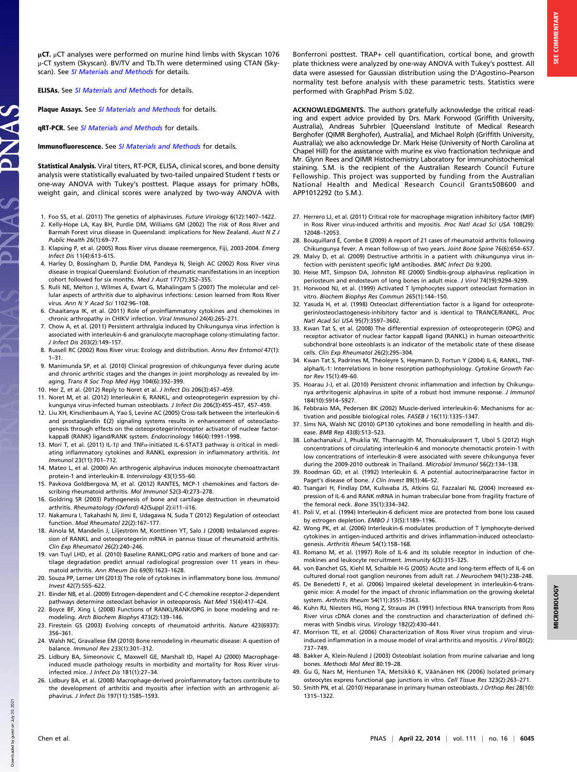**μCT.** μCT analyses were performed on murine hind limbs with Skyscan 1076 μ-CT system (Skyscan). BV/TV and Tb.Th were determined using CTAN (Skyscan). See *SI Materials and Methods* for details.

**ELISAs.** See *SI Materials and Methods* for details.

**Plaque Assays.** See *SI Materials and Methods* for details.

**qRT-PCR.** See *SI Materials and Methods* for details.

**Immunofluorescence.** See *SI Materials and Methods* for details.

**Statistical Analysis.** Viral titers, RT-PCR, ELISA, clinical scores, and bone density analysis were statistically evaluated by two-tailed unpaired Student *t* tests or one-way ANOVA with Tukey's posttest. Plaque assays for primary hOBs, weight gain, and clinical scores were analyzed by two-way ANOVA with Bonferroni posttest. TRAP+ cell quantification, cortical bone, and growth plate thickness were analyzed by one-way ANOVA with Tukey's posttest. All data were assessed for Gaussian distribution using the D'Agostino–Pearson normality test before analysis with these parametric tests. Statistics were performed with GraphPad Prism 5.02.

**ACKNOWLEDGMENTS.** The authors gratefully acknowledge the critical reading and expert advice provided by Drs. Mark Forwood (Griffith University, Australia), Andreas Suhrbier [Queensland Institute of Medical Research Berghofer (QIMR Berghofer), Australia], and Michael Rolph (Griffith University, Australia); we also acknowledge Dr. Mark Heise (University of North Carolina at Chapel Hill) for the assistance with murine ex vivo fractionation technique and Mr. Glynn Rees and QIMR Histochemistry Laboratory for immunohistochemical staining. S.M. is the recipient of the Australian Research Council Future Fellowship. This project was supported by funding from the Australian National Health and Medical Research Council Grants508600 and APP1012292 (to S.M.).

1. Foo SS, et al. (2011) The genetics of alphaviruses. *Future Virology* 6(12):1407–1422.
2. Kelly-Hope LA, Kay BH, Purdie DM, Williams GM (2002) The risk of Ross River and Barmah Forest virus disease in Queensland: implications for New Zealand. *Aust N Z J Public Health* 26(1):69–77.
3. Klapsing P, et al. (2005) Ross River virus disease reemergence, Fiji, 2003-2004. *Emerg Infect Dis* 11(4):613–615.
4. Harley D, Bossingham D, Purdie DM, Pandeya N, Sleigh AC (2002) Ross River virus disease in tropical Queensland: Evolution of rheumatic manifestations in an inception cohort followed for six months. *Med J Aust* 177(7):352–355.
5. Rulli NE, Melton J, Wilmes A, Ewart G, Mahalingam S (2007) The molecular and cellular aspects of arthritis due to alphavirus infections: Lesson learned from Ross River virus. *Ann N Y Acad Sci* 1102:96–108.
6. Chaaitanya IK, et al. (2011) Role of proinflammatory cytokines and chemokines in chronic arthropathy in CHIKV infection. *Viral Immunol* 24(4):265–271.
7. Chow A, et al. (2011) Persistent arthralgia induced by Chikungunya virus infection is associated with interleukin-6 and granulocyte macrophage colony-stimulating factor. *J Infect Dis* 203(2):149–157.
8. Russell RC (2002) Ross River virus: Ecology and distribution. *Annu Rev Entomol* 47(1): 1–31.
9. Manimunda SP, et al. (2010) Clinical progression of chikungunya fever during acute and chronic arthritic stages and the changes in joint morphology as revealed by imaging. *Trans R Soc Trop Med Hyg* 104(6):392–399.
10. Her Z, et al. (2012) Reply to Noret et al. *J Infect Dis* 206(3):457–459.
11. Noret M, et al. (2012) Interleukin 6, RANKL, and osteoprotegerin expression by chikungunya virus-infected human osteoblasts. *J Infect Dis* 206(3):455–457, 457–459.
12. Liu XH, Kirschenbaum A, Yao S, Levine AC (2005) Cross-talk between the interleukin-6 and prostaglandin E(2) signaling systems results in enhancement of osteoclastogenesis through effects on the osteoprotegerin/receptor activator of nuclear factor-kappaB (RANK) ligand/RANK system. *Endocrinology* 146(4):1991–1998.
13. Mori T, et al. (2011) IL-1β and TNFα-initiated IL-6-STAT3 pathway is critical in mediating inflammatory cytokines and RANKL expression in inflammatory arthritis. *Int Immunol* 23(11):701–712.
14. Mateo L, et al. (2000) An arthrogenic alphavirus induces monocyte chemoattractant protein-1 and interleukin-8. *Intervirology* 43(1):55–60.
15. Pavkova Goldbergova M, et al. (2012) RANTES, MCP-1 chemokines and factors describing rheumatoid arthritis. *Mol Immunol* 52(3-4):273–278.
16. Goldring SR (2003) Pathogenesis of bone and cartilage destruction in rheumatoid arthritis. *Rheumatology (Oxford)* 42(Suppl 2):ii11–ii16.
17. Nakamura I, Takahashi N, Jimi E, Udagawa N, Suda T (2012) Regulation of osteoclast function. *Mod Rheumatol* 22(2):167–177.
18. Ainola M, Mandelin J, Liljeström M, Konttinen YT, Salo J (2008) Imbalanced expression of RANKL and osteoprotegerin mRNA in pannus tissue of rheumatoid arthritis. *Clin Exp Rheumatol* 26(2):240–246.
19. van Tuyl LHD, et al. (2010) Baseline RANKL:OPG ratio and markers of bone and cartilage degradation predict annual radiological progression over 11 years in rheumatoid arthritis. *Ann Rheum Dis* 69(9):1623–1628.
20. Souza PP, Lerner UH (2013) The role of cytokines in inflammatory bone loss. *Immunol Invest* 42(7):555–622.
21. Binder NB, et al. (2009) Estrogen-dependent and C-C chemokine receptor-2-dependent pathways determine osteoclast behavior in osteoporosis. *Nat Med* 15(4):417–424.
22. Boyce BF, Xing L (2008) Functions of RANKL/RANK/OPG in bone modeling and remodeling. *Arch Biochem Biophys* 473(2):139–146.
23. Firestein GS (2003) Evolving concepts of rheumatoid arthritis. *Nature* 423(6937): 356–361.
24. Walsh NC, Gravallese EM (2010) Bone remodeling in rheumatic disease: A question of balance. *Immunol Rev* 233(1):301–312.
25. Lidbury BA, Simeonovic C, Maxwell GE, Marshall ID, Hapel AJ (2000) Macrophage-induced muscle pathology results in morbidity and mortality for Ross River virus-infected mice. *J Infect Dis* 181(1):27–34.
26. Lidbury BA, et al. (2008) Macrophage-derived proinflammatory factors contribute to the development of arthritis and myositis after infection with an arthrogenic alphavirus. *J Infect Dis* 197(11):1585–1593.
27. Herrero LJ, et al. (2011) Critical role for macrophage migration inhibitory factor (MIF) in Ross River virus-induced arthritis and myositis. *Proc Natl Acad Sci USA* 108(29): 12048–12053.
28. Bouquillard É, Combe B (2009) A report of 21 cases of rheumatoid arthritis following Chikungunya fever. A mean follow-up of two years. *Joint Bone Spine* 76(6):654–657.
29. Malvy D, et al. (2009) Destructive arthritis in a patient with chikungunya virus infection with persistent specific IgM antibodies. *BMC Infect Dis* 9:200.
30. Heise MT, Simpson DA, Johnston RE (2000) Sindbis-group alphavirus replication in periosteum and endosteum of long bones in adult mice. *J Virol* 74(19):9294–9299.
31. Horwood NJ, et al. (1999) Activated T lymphocytes support osteoclast formation in vitro. *Biochem Biophys Res Commun* 265(1):144–150.
32. Yasuda H, et al. (1998) Osteoclast differentiation factor is a ligand for osteoprotegerin/osteoclastogenesis-inhibitory factor and is identical to TRANCE/RANKL. *Proc Natl Acad Sci USA* 95(7):3597–3602.
33. Kwan Tat S, et al. (2008) The differential expression of osteoprotegerin (OPG) and receptor activator of nuclear factor kappaB ligand (RANKL) in human osteoarthritic subchondral bone osteoblasts is an indicator of the metabolic state of these disease cells. *Clin Exp Rheumatol* 26(2):295–304.
34. Kwan Tat S, Padrines M, Théoleyre S, Heymann D, Fortun Y (2004) IL-6, RANKL, TNF-alpha/IL-1: Interrelations in bone resorption pathophysiology. *Cytokine Growth Factor Rev* 15(1):49–60.
35. Hoarau J-J, et al. (2010) Persistent chronic inflammation and infection by Chikungunya arthritogenic alphavirus in spite of a robust host immune response. *J Immunol* 184(10):5914–5927.
36. Febbraio MA, Pedersen BK (2002) Muscle-derived interleukin-6: Mechanisms for activation and possible biological roles. *FASEB J* 16(11):1335–1347.
37. Sims NA, Walsh NC (2010) GP130 cytokines and bone remodelling in health and disease. *BMB Rep* 43(8):513–523.
38. Lohachanakul J, Phuklia W, Thannagith M, Thonsakulprasert T, Ubol S (2012) High concentrations of circulating interleukin-6 and monocyte chemotactic protein-1 with low concentrations of interleukin-8 were associated with severe chikungunya fever during the 2009-2010 outbreak in Thailand. *Microbiol Immunol* 56(2):134–138.
39. Roodman GD, et al. (1992) Interleukin 6. A potential autocrine/paracrine factor in Paget's disease of bone. *J Clin Invest* 89(1):46–52.
40. Tsangari H, Findlay DM, Kuliwaba JS, Atkins GJ, Fazzalari NL (2004) Increased expression of IL-6 and RANK mRNA in human trabecular bone from fragility fracture of the femoral neck. *Bone* 35(1):334–342.
41. Poli V, et al. (1994) Interleukin-6 deficient mice are protected from bone loss caused by estrogen depletion. *EMBO J* 13(5):1189–1196.
42. Wong PK, et al. (2006) Interleukin-6 modulates production of T lymphocyte-derived cytokines in antigen-induced arthritis and drives inflammation-induced osteoclastogenesis. *Arthritis Rheum* 54(1):158–168.
43. Romano M, et al. (1997) Role of IL-6 and its soluble receptor in induction of chemokines and leukocyte recruitment. *Immunity* 6(3):315–325.
44. von Banchet GS, Kiehl M, Schaible H-G (2005) Acute and long-term effects of IL-6 on cultured dorsal root ganglion neurones from adult rat. *J Neurochem* 94(1):238–248.
45. De Benedetti F, et al. (2006) Impaired skeletal development in interleukin-6-transgenic mice: A model for the impact of chronic inflammation on the growing skeletal system. *Arthritis Rheum* 54(11):3551–3563.
46. Kuhn RJ, Niesters HG, Hong Z, Strauss JH (1991) Infectious RNA transcripts from Ross River virus cDNA clones and the construction and characterization of defined chimeras with Sindbis virus. *Virology* 182(2):430–441.
47. Morrison TE, et al. (2006) Characterization of Ross River virus tropism and virus-induced inflammation in a mouse model of viral arthritis and myositis. *J Virol* 80(2): 737–749.
48. Bakker A, Klein-Nulend J (2003) Osteoblast isolation from murine calvariae and long bones. *Methods Mol Med* 80:19–28.
49. Gu G, Nars M, Hentunen TA, Metsikkö K, Väänänen HK (2006) Isolated primary osteocytes express functional gap junctions in vitro. *Cell Tissue Res* 323(2):263–271.
50. Smith PN, et al. (2010) Heparanase in primary human osteoblasts. *J Orthop Res* 28(10): 1315–1322.